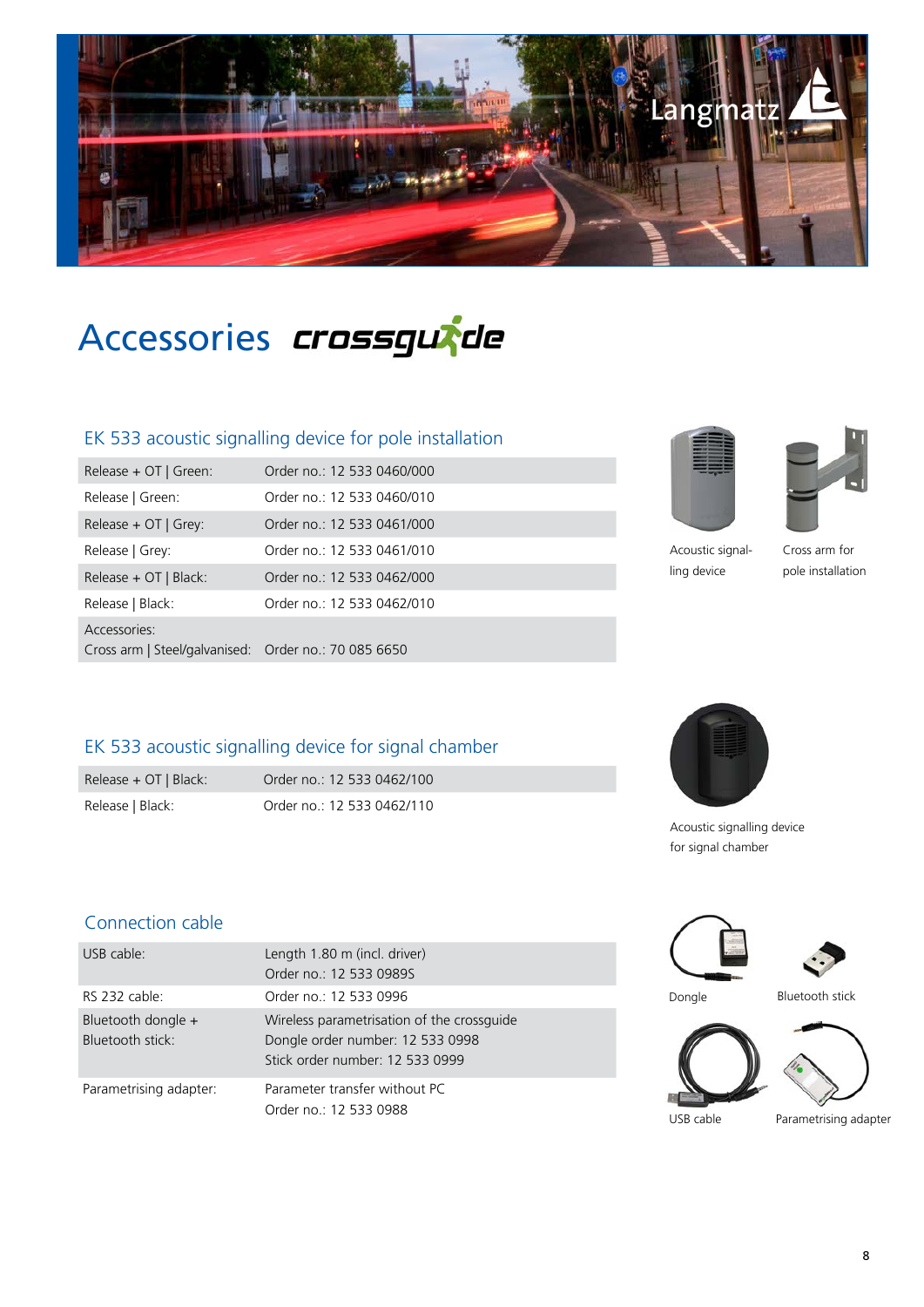# Accessories crossguide

## EK 533 acoustic signalling device for pole installation

| | |
|---|---|
| Release + OT \| Green: | Order no.: 12 533 0460/000 |
| Release \| Green: | Order no.: 12 533 0460/010 |
| Release + OT \| Grey: | Order no.: 12 533 0461/000 |
| Release \| Grey: | Order no.: 12 533 0461/010 |
| Release + OT \| Black: | Order no.: 12 533 0462/000 |
| Release \| Black: | Order no.: 12 533 0462/010 |
| Accessories:<br>Cross arm \| Steel/galvanised: | Order no.: 70 085 6650 |

Acoustic signalling device

Cross arm for pole installation

## EK 533 acoustic signalling device for signal chamber

| | |
|---|---|
| Release + OT \| Black: | Order no.: 12 533 0462/100 |
| Release \| Black: | Order no.: 12 533 0462/110 |

Acoustic signalling device for signal chamber

## Connection cable

| | |
|---|---|
| USB cable: | Length 1.80 m (incl. driver)<br>Order no.: 12 533 0989S |
| RS 232 cable: | Order no.: 12 533 0996 |
| Bluetooth dongle +<br>Bluetooth stick: | Wireless parametrisation of the crossguide<br>Dongle order number: 12 533 0998<br>Stick order number: 12 533 0999 |
| Parametrising adapter: | Parameter transfer without PC<br>Order no.: 12 533 0988 |

Dongle

Bluetooth stick

USB cable

Parametrising adapter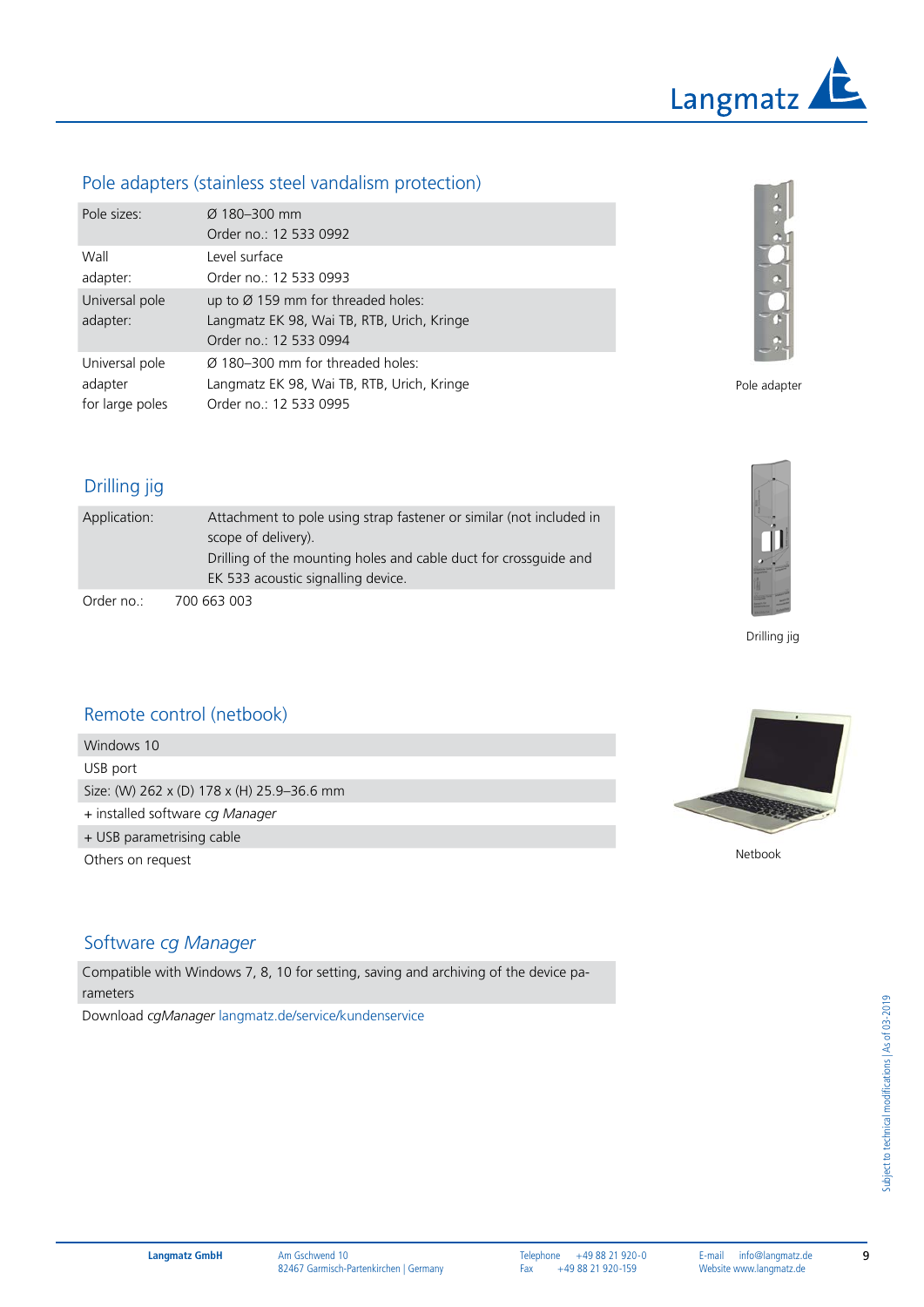## Pole adapters (stainless steel vandalism protection)

| | |
|---|---|
| Pole sizes: | Ø 180–300 mm<br>Order no.: 12 533 0992 |
| Wall adapter: | Level surface<br>Order no.: 12 533 0993 |
| Universal pole adapter: | up to Ø 159 mm for threaded holes:<br>Langmatz EK 98, Wai TB, RTB, Urich, Kringe<br>Order no.: 12 533 0994 |
| Universal pole adapter for large poles | Ø 180–300 mm for threaded holes:<br>Langmatz EK 98, Wai TB, RTB, Urich, Kringe<br>Order no.: 12 533 0995 |

Pole adapter

## Drilling jig

| | |
|---|---|
| Application: | Attachment to pole using strap fastener or similar (not included in scope of delivery).<br>Drilling of the mounting holes and cable duct for crossguide and EK 533 acoustic signalling device. |
| Order no.: | 700 663 003 |

Drilling jig

## Remote control (netbook)

Windows 10

USB port

Size: (W) 262 x (D) 178 x (H) 25.9–36.6 mm

+ installed software *cg Manager*

+ USB parametrising cable

Others on request

Netbook

## Software *cg Manager*

Compatible with Windows 7, 8, 10 for setting, saving and archiving of the device parameters

Download *cgManager* langmatz.de/service/kundenservice

Subject to technical modifications | As of 03-2019

**Langmatz GmbH** Am Gschwend 10, 82467 Garmisch-Partenkirchen | Germany
Telephone +49 88 21 920-0 Fax +49 88 21 920-159
E-mail info@langmatz.de Website www.langmatz.de